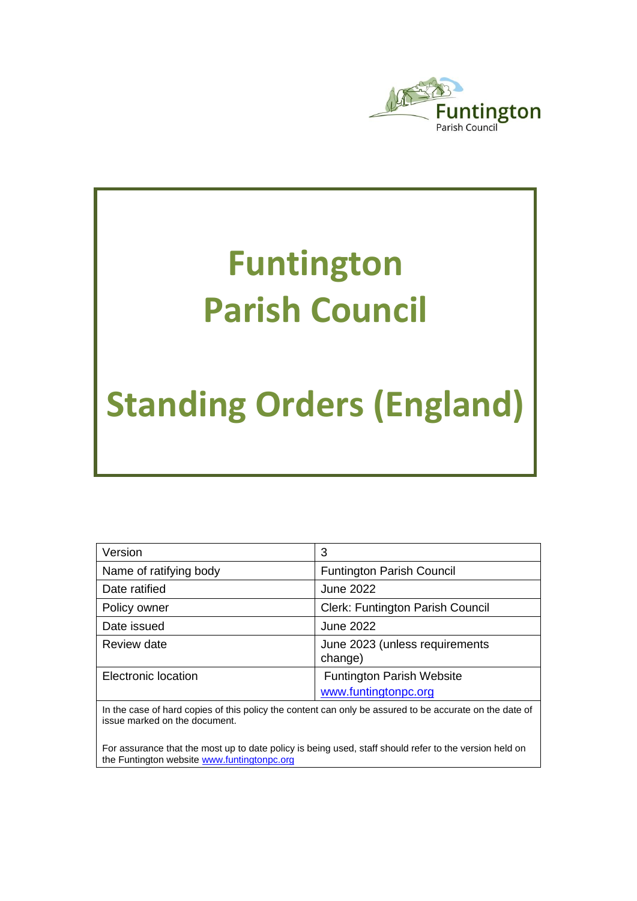Funtington
Parish Council

# Funtington Parish Council

# Standing Orders (England)

| | |
|---|---|
| Version | 3 |
| Name of ratifying body | Funtington Parish Council |
| Date ratified | June 2022 |
| Policy owner | Clerk: Funtington Parish Council |
| Date issued | June 2022 |
| Review date | June 2023 (unless requirements change) |
| Electronic location | Funtington Parish Website www.funtingtonpc.org |

In the case of hard copies of this policy the content can only be assured to be accurate on the date of issue marked on the document.

For assurance that the most up to date policy is being used, staff should refer to the version held on the Funtington website www.funtingtonpc.org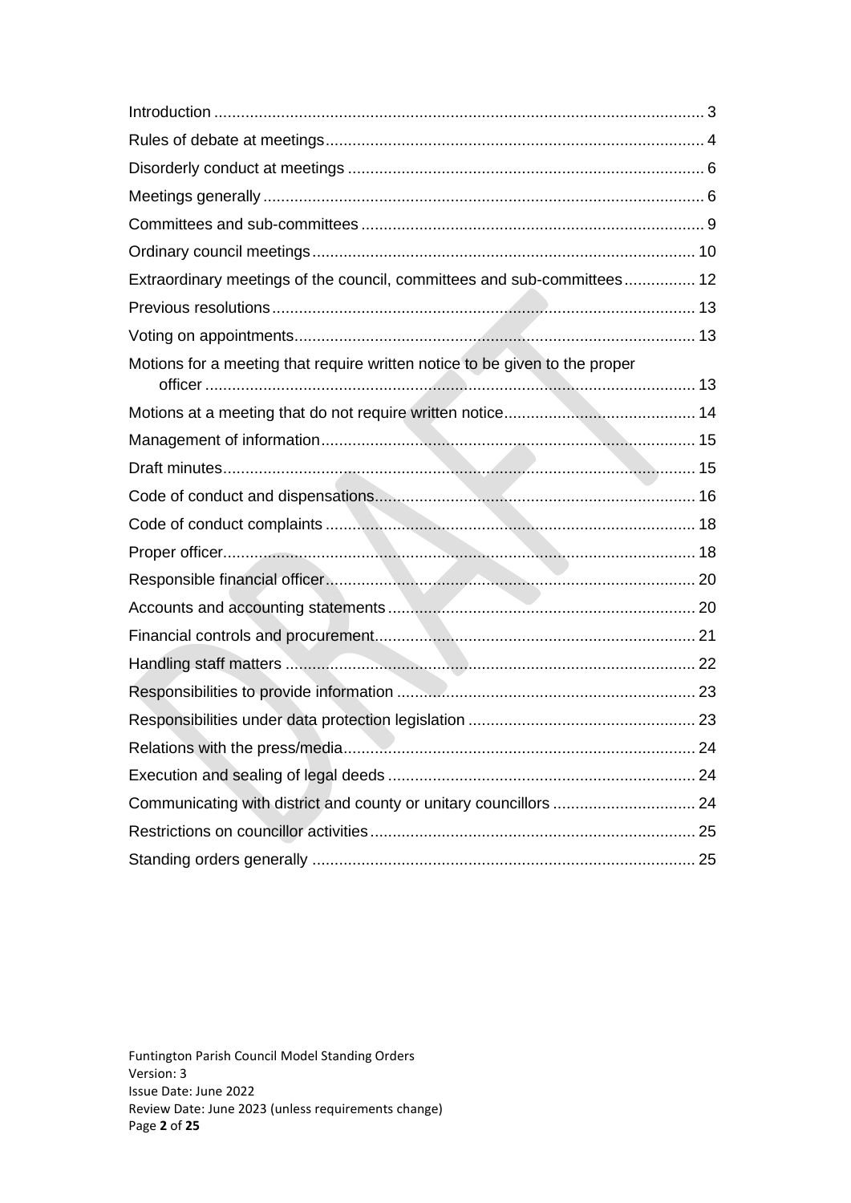Introduction ........................................................................................................ 3

Rules of debate at meetings ................................................................................ 4

Disorderly conduct at meetings ........................................................................... 6

Meetings generally .............................................................................................. 6

Committees and sub-committees ........................................................................ 9

Ordinary council meetings ................................................................................. 10

Extraordinary meetings of the council, committees and sub-committees ............ 12

Previous resolutions .......................................................................................... 13

Voting on appointments ..................................................................................... 13

Motions for a meeting that require written notice to be given to the proper officer ........................................................................................................... 13

Motions at a meeting that do not require written notice ....................................... 14

Management of information ............................................................................... 15

Draft minutes ..................................................................................................... 15

Code of conduct and dispensations ................................................................... 16

Code of conduct complaints ............................................................................... 18

Proper officer ..................................................................................................... 18

Responsible financial officer .............................................................................. 20

Accounts and accounting statements ................................................................ 20

Financial controls and procurement ................................................................... 21

Handling staff matters ....................................................................................... 22

Responsibilities to provide information .............................................................. 23

Responsibilities under data protection legislation .............................................. 23

Relations with the press/media .......................................................................... 24

Execution and sealing of legal deeds ................................................................ 24

Communicating with district and county or unitary councillors ............................ 24

Restrictions on councillor activities .................................................................... 25

Standing orders generally ................................................................................. 25

Funtington Parish Council Model Standing Orders
Version: 3
Issue Date: June 2022
Review Date: June 2023 (unless requirements change)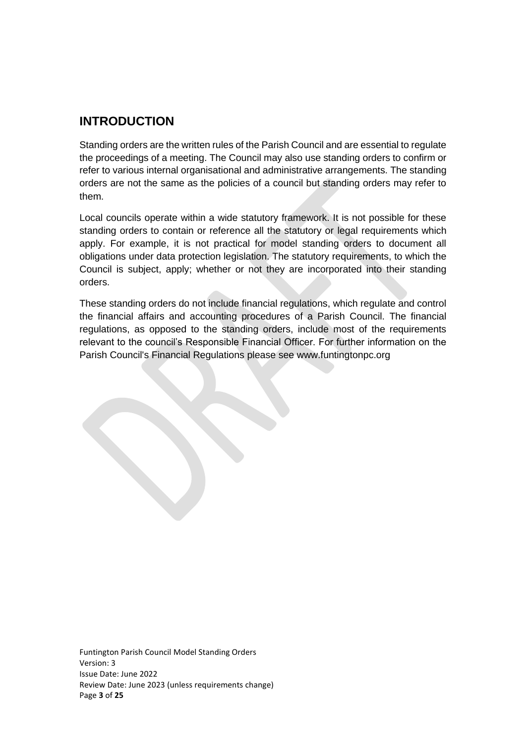## INTRODUCTION

Standing orders are the written rules of the Parish Council and are essential to regulate the proceedings of a meeting. The Council may also use standing orders to confirm or refer to various internal organisational and administrative arrangements. The standing orders are not the same as the policies of a council but standing orders may refer to them.

Local councils operate within a wide statutory framework. It is not possible for these standing orders to contain or reference all the statutory or legal requirements which apply. For example, it is not practical for model standing orders to document all obligations under data protection legislation. The statutory requirements, to which the Council is subject, apply; whether or not they are incorporated into their standing orders.

These standing orders do not include financial regulations, which regulate and control the financial affairs and accounting procedures of a Parish Council. The financial regulations, as opposed to the standing orders, include most of the requirements relevant to the council's Responsible Financial Officer. For further information on the Parish Council's Financial Regulations please see www.funtingtonpc.org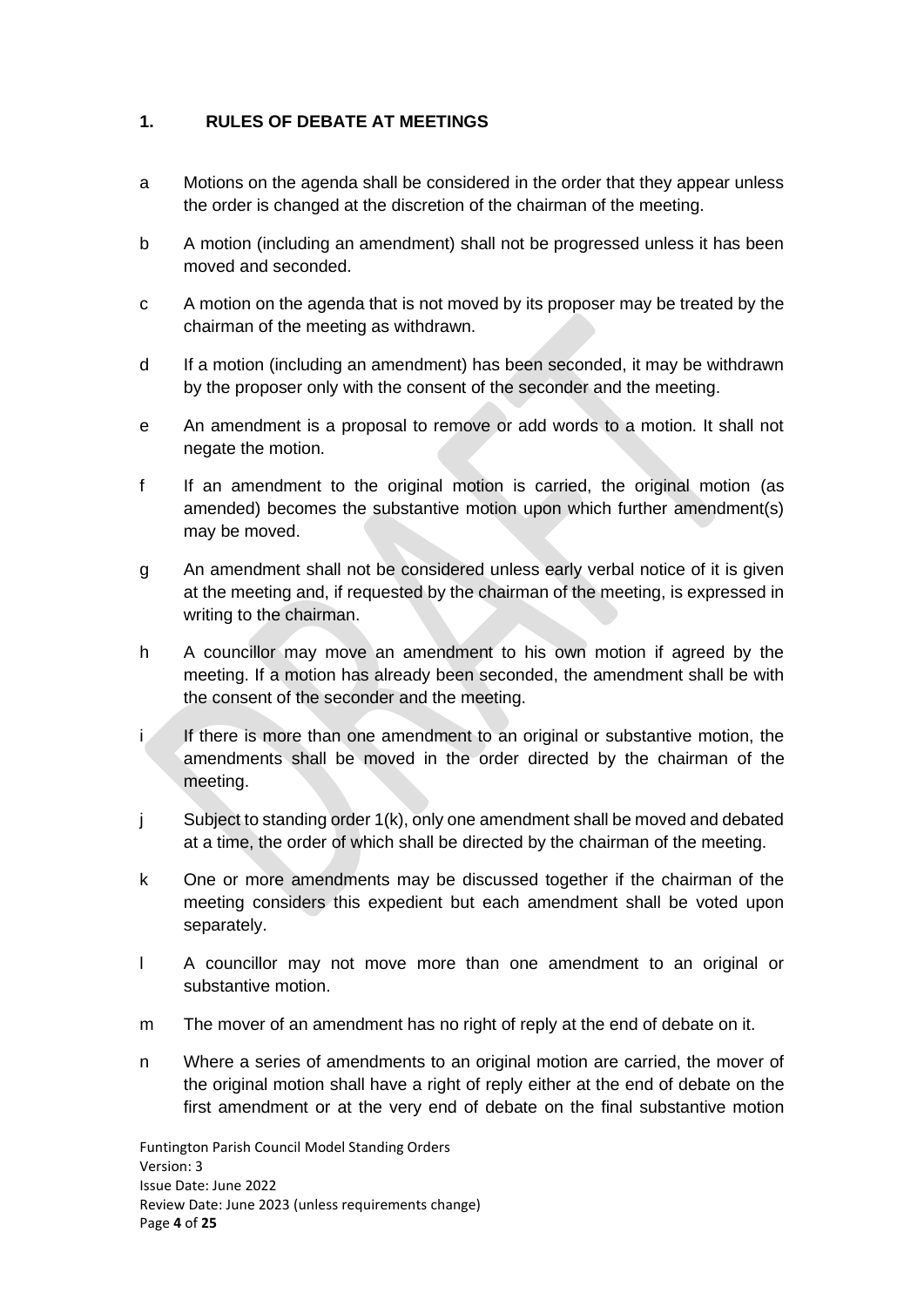## 1. RULES OF DEBATE AT MEETINGS

a Motions on the agenda shall be considered in the order that they appear unless the order is changed at the discretion of the chairman of the meeting.

b A motion (including an amendment) shall not be progressed unless it has been moved and seconded.

c A motion on the agenda that is not moved by its proposer may be treated by the chairman of the meeting as withdrawn.

d If a motion (including an amendment) has been seconded, it may be withdrawn by the proposer only with the consent of the seconder and the meeting.

e An amendment is a proposal to remove or add words to a motion. It shall not negate the motion.

f If an amendment to the original motion is carried, the original motion (as amended) becomes the substantive motion upon which further amendment(s) may be moved.

g An amendment shall not be considered unless early verbal notice of it is given at the meeting and, if requested by the chairman of the meeting, is expressed in writing to the chairman.

h A councillor may move an amendment to his own motion if agreed by the meeting. If a motion has already been seconded, the amendment shall be with the consent of the seconder and the meeting.

i If there is more than one amendment to an original or substantive motion, the amendments shall be moved in the order directed by the chairman of the meeting.

j Subject to standing order 1(k), only one amendment shall be moved and debated at a time, the order of which shall be directed by the chairman of the meeting.

k One or more amendments may be discussed together if the chairman of the meeting considers this expedient but each amendment shall be voted upon separately.

l A councillor may not move more than one amendment to an original or substantive motion.

m The mover of an amendment has no right of reply at the end of debate on it.

n Where a series of amendments to an original motion are carried, the mover of the original motion shall have a right of reply either at the end of debate on the first amendment or at the very end of debate on the final substantive motion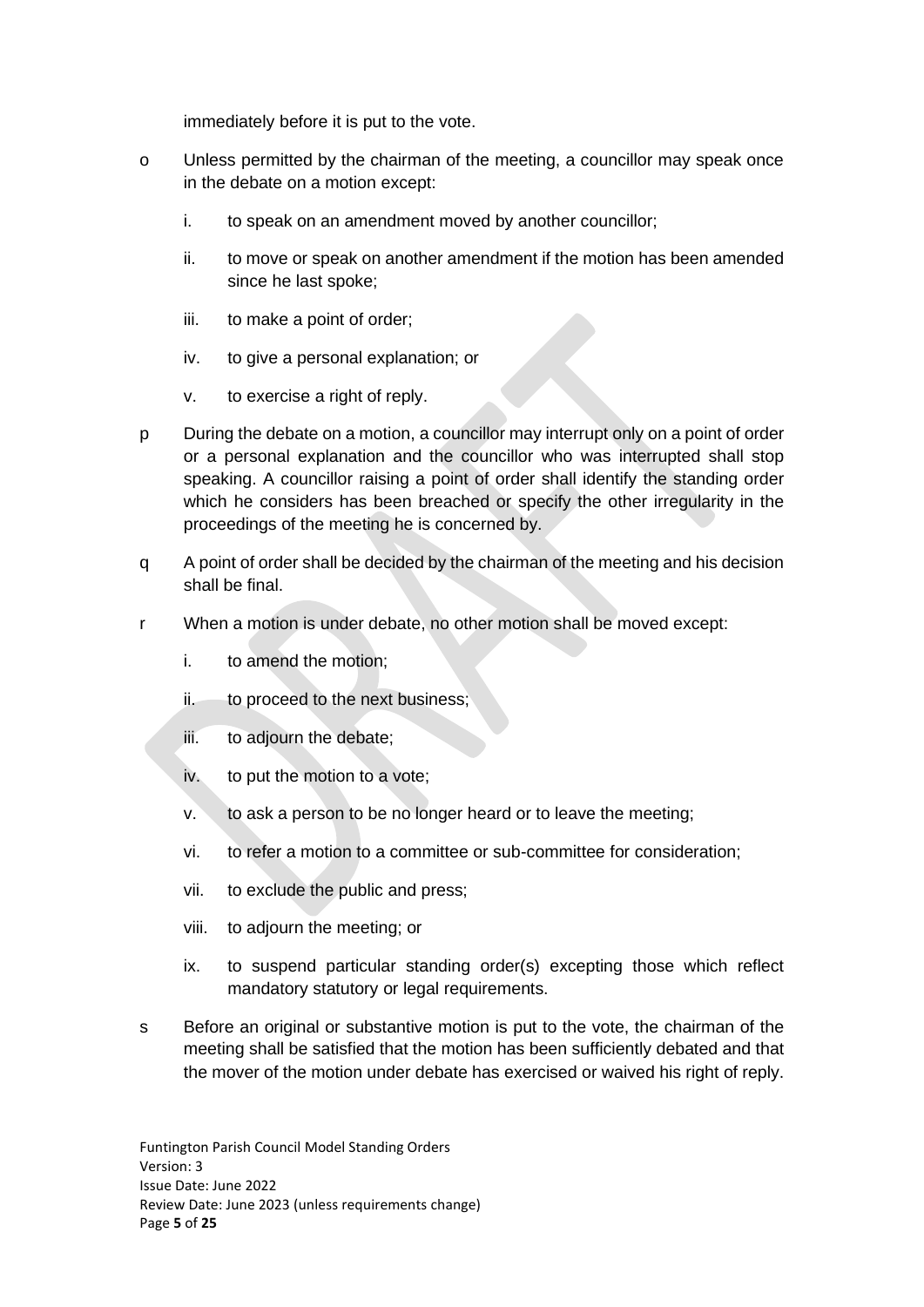immediately before it is put to the vote.

o Unless permitted by the chairman of the meeting, a councillor may speak once in the debate on a motion except:

   i. to speak on an amendment moved by another councillor;

   ii. to move or speak on another amendment if the motion has been amended since he last spoke;

   iii. to make a point of order;

   iv. to give a personal explanation; or

   v. to exercise a right of reply.

p During the debate on a motion, a councillor may interrupt only on a point of order or a personal explanation and the councillor who was interrupted shall stop speaking. A councillor raising a point of order shall identify the standing order which he considers has been breached or specify the other irregularity in the proceedings of the meeting he is concerned by.

q A point of order shall be decided by the chairman of the meeting and his decision shall be final.

r When a motion is under debate, no other motion shall be moved except:

   i. to amend the motion;

   ii. to proceed to the next business;

   iii. to adjourn the debate;

   iv. to put the motion to a vote;

   v. to ask a person to be no longer heard or to leave the meeting;

   vi. to refer a motion to a committee or sub-committee for consideration;

   vii. to exclude the public and press;

   viii. to adjourn the meeting; or

   ix. to suspend particular standing order(s) excepting those which reflect mandatory statutory or legal requirements.

s Before an original or substantive motion is put to the vote, the chairman of the meeting shall be satisfied that the motion has been sufficiently debated and that the mover of the motion under debate has exercised or waived his right of reply.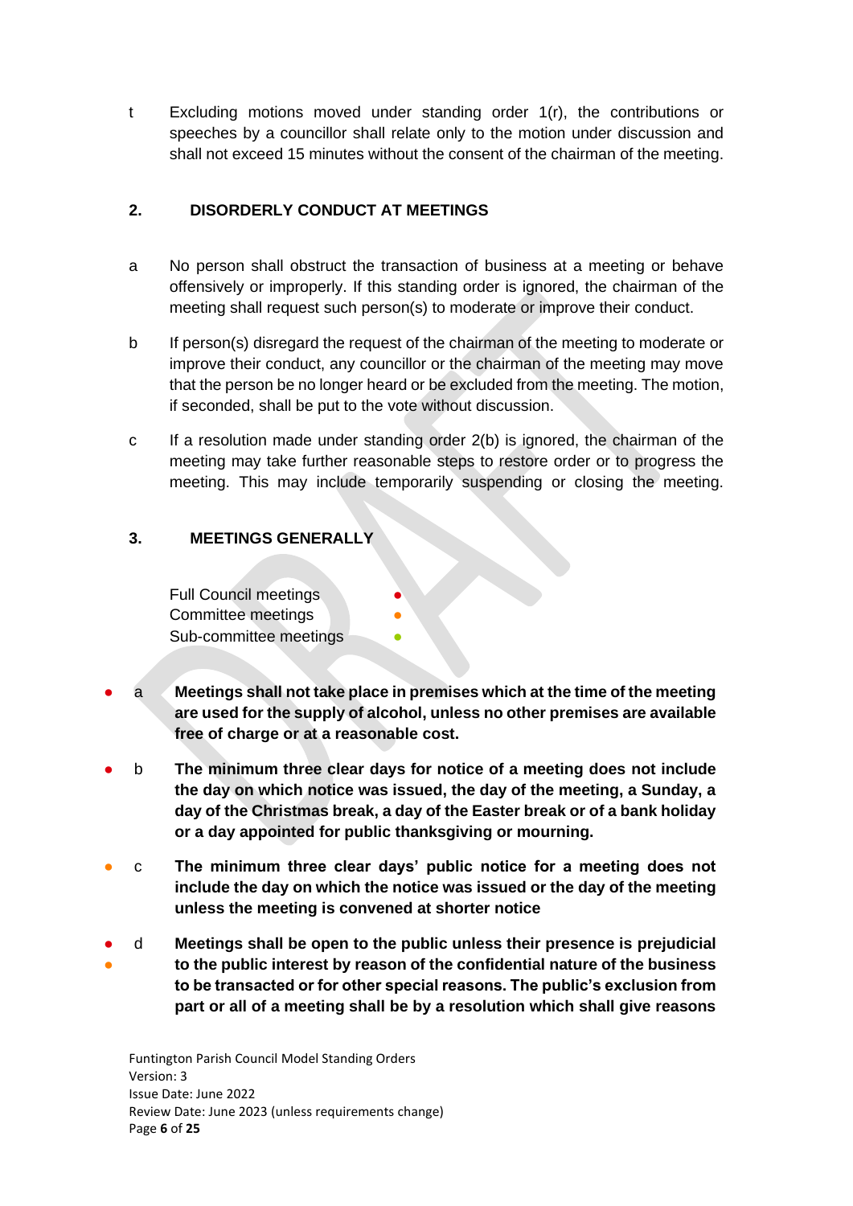t Excluding motions moved under standing order 1(r), the contributions or speeches by a councillor shall relate only to the motion under discussion and shall not exceed 15 minutes without the consent of the chairman of the meeting.

## 2. DISORDERLY CONDUCT AT MEETINGS

a No person shall obstruct the transaction of business at a meeting or behave offensively or improperly. If this standing order is ignored, the chairman of the meeting shall request such person(s) to moderate or improve their conduct.

b If person(s) disregard the request of the chairman of the meeting to moderate or improve their conduct, any councillor or the chairman of the meeting may move that the person be no longer heard or be excluded from the meeting. The motion, if seconded, shall be put to the vote without discussion.

c If a resolution made under standing order 2(b) is ignored, the chairman of the meeting may take further reasonable steps to restore order or to progress the meeting. This may include temporarily suspending or closing the meeting.

## 3. MEETINGS GENERALLY

Full Council meetings ● (red)
Committee meetings ● (orange)
Sub-committee meetings ● (green)

● (red) a **Meetings shall not take place in premises which at the time of the meeting are used for the supply of alcohol, unless no other premises are available free of charge or at a reasonable cost.**

● (red) b **The minimum three clear days for notice of a meeting does not include the day on which notice was issued, the day of the meeting, a Sunday, a day of the Christmas break, a day of the Easter break or of a bank holiday or a day appointed for public thanksgiving or mourning.**

● (orange) c **The minimum three clear days' public notice for a meeting does not include the day on which the notice was issued or the day of the meeting unless the meeting is convened at shorter notice**

● (red) ● (orange) d **Meetings shall be open to the public unless their presence is prejudicial to the public interest by reason of the confidential nature of the business to be transacted or for other special reasons. The public's exclusion from part or all of a meeting shall be by a resolution which shall give reasons**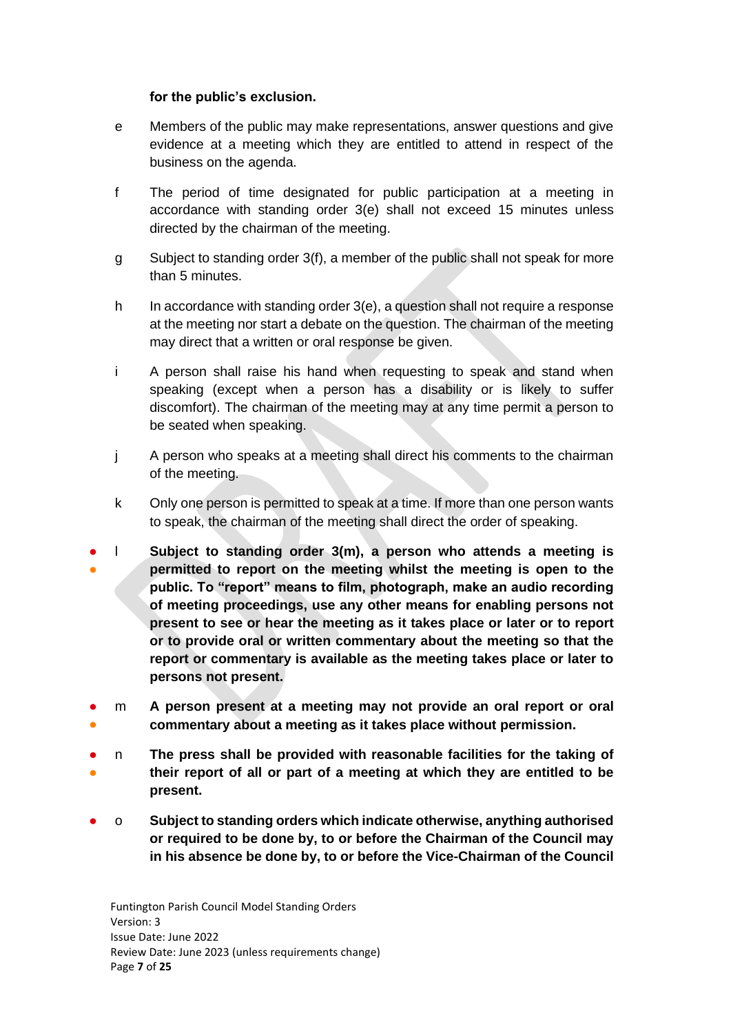**for the public's exclusion.**

e Members of the public may make representations, answer questions and give evidence at a meeting which they are entitled to attend in respect of the business on the agenda.

f The period of time designated for public participation at a meeting in accordance with standing order 3(e) shall not exceed 15 minutes unless directed by the chairman of the meeting.

g Subject to standing order 3(f), a member of the public shall not speak for more than 5 minutes.

h In accordance with standing order 3(e), a question shall not require a response at the meeting nor start a debate on the question. The chairman of the meeting may direct that a written or oral response be given.

i A person shall raise his hand when requesting to speak and stand when speaking (except when a person has a disability or is likely to suffer discomfort). The chairman of the meeting may at any time permit a person to be seated when speaking.

j A person who speaks at a meeting shall direct his comments to the chairman of the meeting.

k Only one person is permitted to speak at a time. If more than one person wants to speak, the chairman of the meeting shall direct the order of speaking.

l **Subject to standing order 3(m), a person who attends a meeting is permitted to report on the meeting whilst the meeting is open to the public. To "report" means to film, photograph, make an audio recording of meeting proceedings, use any other means for enabling persons not present to see or hear the meeting as it takes place or later or to report or to provide oral or written commentary about the meeting so that the report or commentary is available as the meeting takes place or later to persons not present.**

m **A person present at a meeting may not provide an oral report or oral commentary about a meeting as it takes place without permission.**

n **The press shall be provided with reasonable facilities for the taking of their report of all or part of a meeting at which they are entitled to be present.**

o **Subject to standing orders which indicate otherwise, anything authorised or required to be done by, to or before the Chairman of the Council may in his absence be done by, to or before the Vice-Chairman of the Council**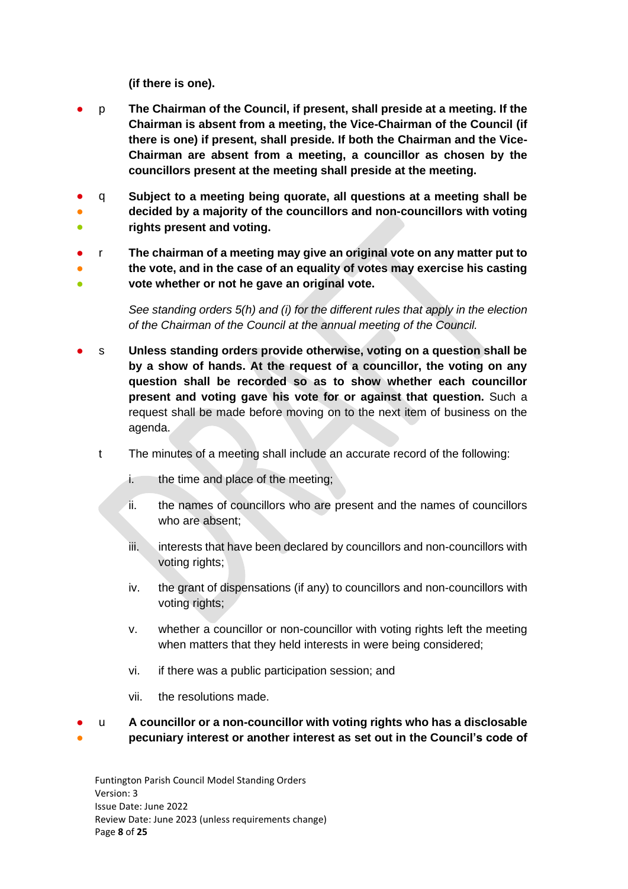**(if there is one).**

p **The Chairman of the Council, if present, shall preside at a meeting. If the Chairman is absent from a meeting, the Vice-Chairman of the Council (if there is one) if present, shall preside. If both the Chairman and the Vice-Chairman are absent from a meeting, a councillor as chosen by the councillors present at the meeting shall preside at the meeting.**

q **Subject to a meeting being quorate, all questions at a meeting shall be decided by a majority of the councillors and non-councillors with voting rights present and voting.**

r **The chairman of a meeting may give an original vote on any matter put to the vote, and in the case of an equality of votes may exercise his casting vote whether or not he gave an original vote.**

*See standing orders 5(h) and (i) for the different rules that apply in the election of the Chairman of the Council at the annual meeting of the Council.*

s **Unless standing orders provide otherwise, voting on a question shall be by a show of hands. At the request of a councillor, the voting on any question shall be recorded so as to show whether each councillor present and voting gave his vote for or against that question.** Such a request shall be made before moving on to the next item of business on the agenda.

t The minutes of a meeting shall include an accurate record of the following:

i. the time and place of the meeting;

ii. the names of councillors who are present and the names of councillors who are absent;

iii. interests that have been declared by councillors and non-councillors with voting rights;

iv. the grant of dispensations (if any) to councillors and non-councillors with voting rights;

v. whether a councillor or non-councillor with voting rights left the meeting when matters that they held interests in were being considered;

vi. if there was a public participation session; and

vii. the resolutions made.

u **A councillor or a non-councillor with voting rights who has a disclosable pecuniary interest or another interest as set out in the Council's code of**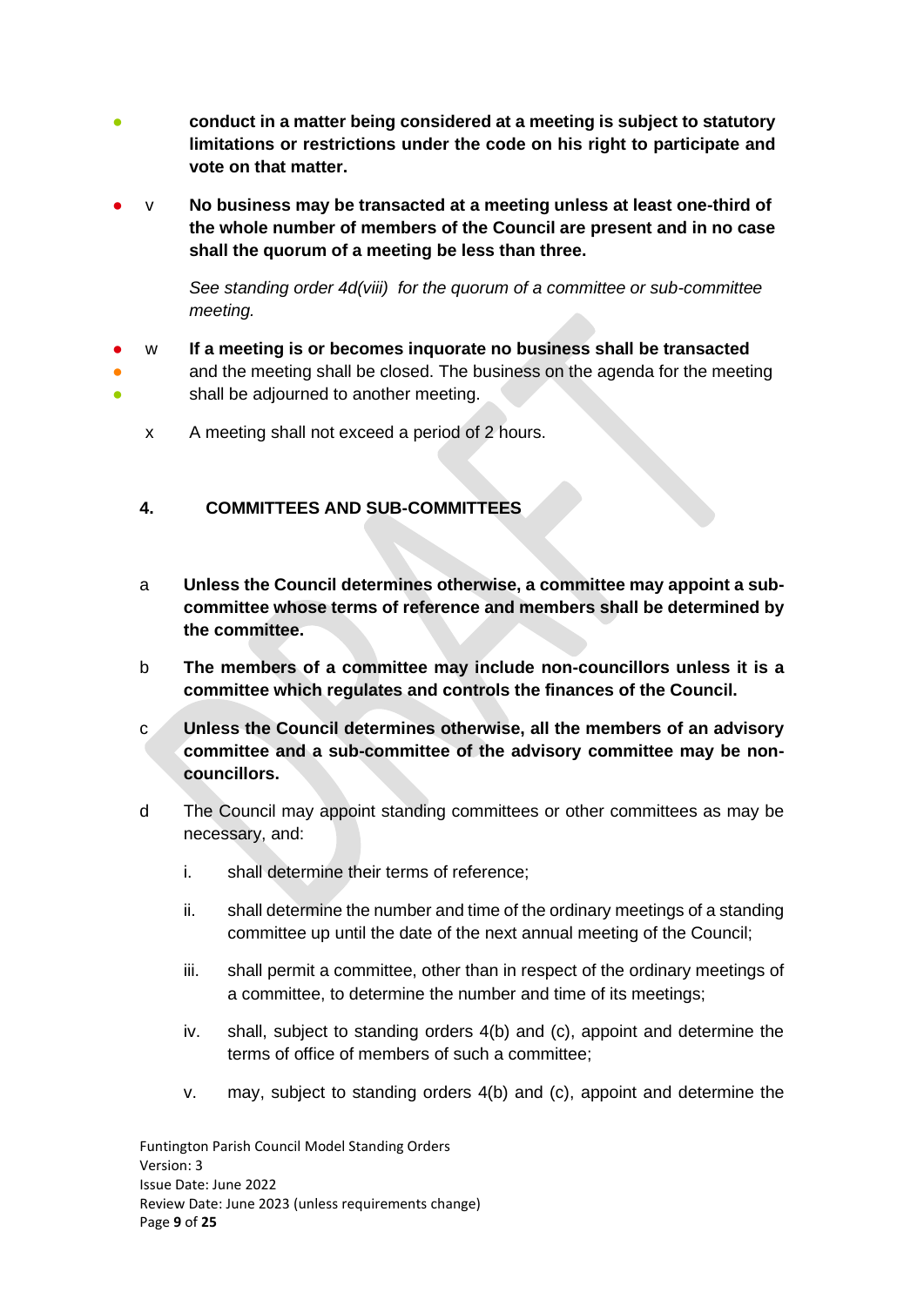**conduct in a matter being considered at a meeting is subject to statutory limitations or restrictions under the code on his right to participate and vote on that matter.**

v **No business may be transacted at a meeting unless at least one-third of the whole number of members of the Council are present and in no case shall the quorum of a meeting be less than three.**

*See standing order 4d(viii) for the quorum of a committee or sub-committee meeting.*

w **If a meeting is or becomes inquorate no business shall be transacted** and the meeting shall be closed. The business on the agenda for the meeting shall be adjourned to another meeting.

x A meeting shall not exceed a period of 2 hours.

## 4. COMMITTEES AND SUB-COMMITTEES

a **Unless the Council determines otherwise, a committee may appoint a sub-committee whose terms of reference and members shall be determined by the committee.**

b **The members of a committee may include non-councillors unless it is a committee which regulates and controls the finances of the Council.**

c **Unless the Council determines otherwise, all the members of an advisory committee and a sub-committee of the advisory committee may be non-councillors.**

d The Council may appoint standing committees or other committees as may be necessary, and:

i. shall determine their terms of reference;

ii. shall determine the number and time of the ordinary meetings of a standing committee up until the date of the next annual meeting of the Council;

iii. shall permit a committee, other than in respect of the ordinary meetings of a committee, to determine the number and time of its meetings;

iv. shall, subject to standing orders 4(b) and (c), appoint and determine the terms of office of members of such a committee;

v. may, subject to standing orders 4(b) and (c), appoint and determine the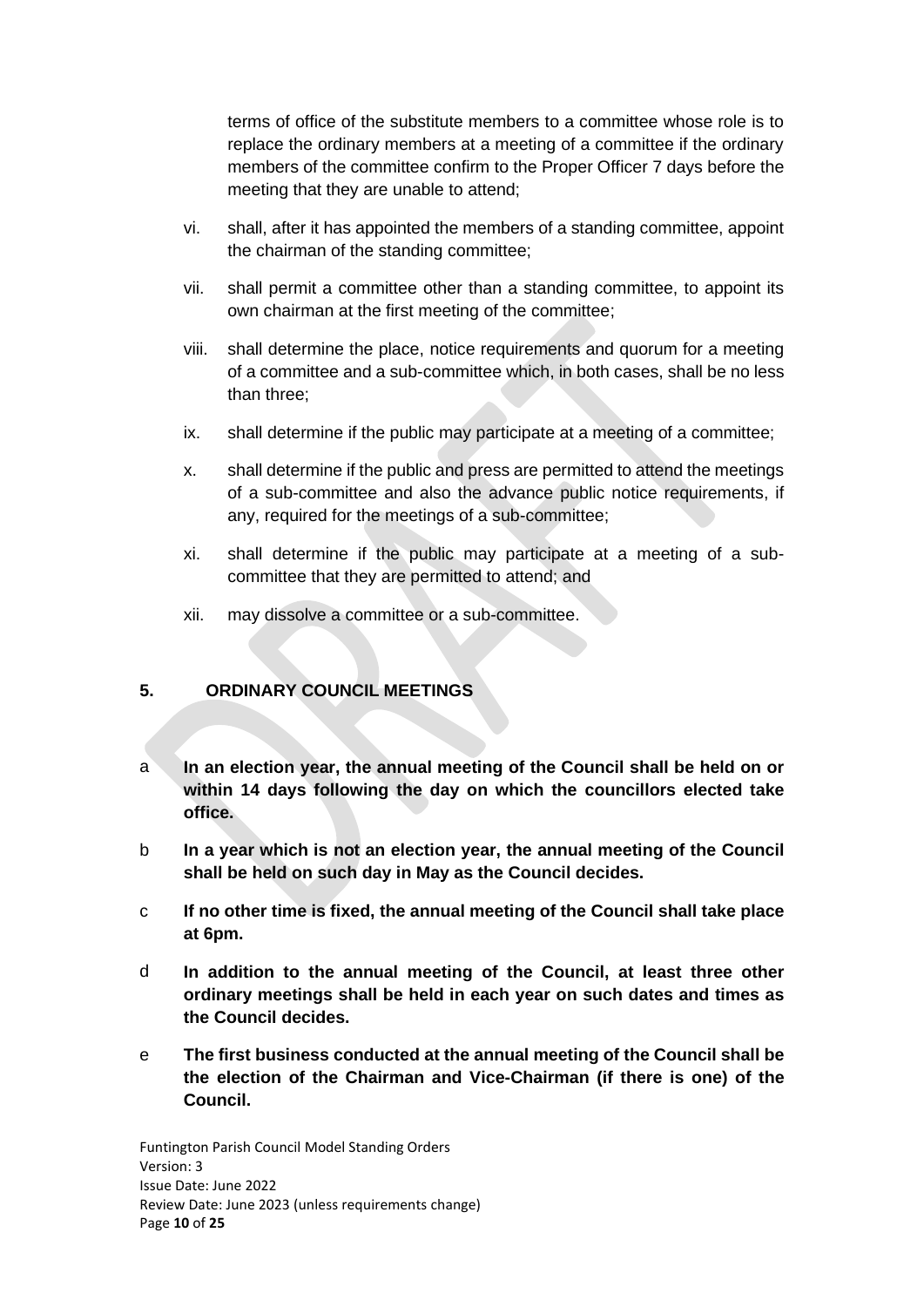terms of office of the substitute members to a committee whose role is to replace the ordinary members at a meeting of a committee if the ordinary members of the committee confirm to the Proper Officer 7 days before the meeting that they are unable to attend;

vi. shall, after it has appointed the members of a standing committee, appoint the chairman of the standing committee;

vii. shall permit a committee other than a standing committee, to appoint its own chairman at the first meeting of the committee;

viii. shall determine the place, notice requirements and quorum for a meeting of a committee and a sub-committee which, in both cases, shall be no less than three;

ix. shall determine if the public may participate at a meeting of a committee;

x. shall determine if the public and press are permitted to attend the meetings of a sub-committee and also the advance public notice requirements, if any, required for the meetings of a sub-committee;

xi. shall determine if the public may participate at a meeting of a sub-committee that they are permitted to attend; and

xii. may dissolve a committee or a sub-committee.

## 5. ORDINARY COUNCIL MEETINGS

a **In an election year, the annual meeting of the Council shall be held on or within 14 days following the day on which the councillors elected take office.**

b **In a year which is not an election year, the annual meeting of the Council shall be held on such day in May as the Council decides.**

c **If no other time is fixed, the annual meeting of the Council shall take place at 6pm.**

d **In addition to the annual meeting of the Council, at least three other ordinary meetings shall be held in each year on such dates and times as the Council decides.**

e **The first business conducted at the annual meeting of the Council shall be the election of the Chairman and Vice-Chairman (if there is one) of the Council.**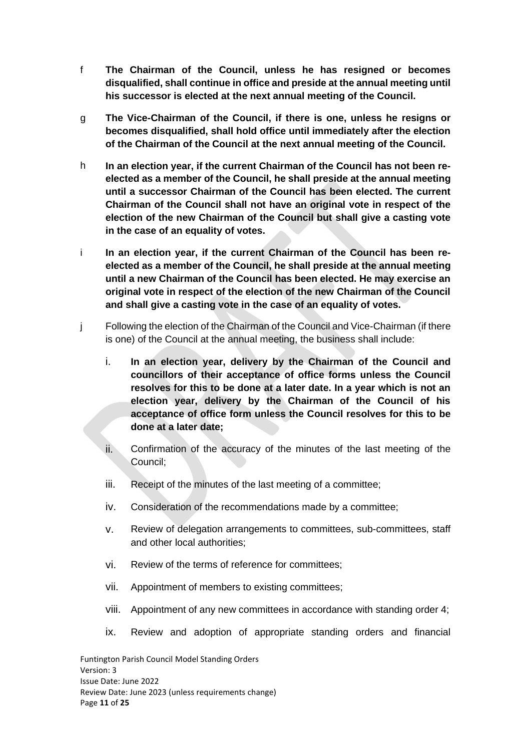f **The Chairman of the Council, unless he has resigned or becomes disqualified, shall continue in office and preside at the annual meeting until his successor is elected at the next annual meeting of the Council.**

g **The Vice-Chairman of the Council, if there is one, unless he resigns or becomes disqualified, shall hold office until immediately after the election of the Chairman of the Council at the next annual meeting of the Council.**

h **In an election year, if the current Chairman of the Council has not been re-elected as a member of the Council, he shall preside at the annual meeting until a successor Chairman of the Council has been elected. The current Chairman of the Council shall not have an original vote in respect of the election of the new Chairman of the Council but shall give a casting vote in the case of an equality of votes.**

i **In an election year, if the current Chairman of the Council has been re-elected as a member of the Council, he shall preside at the annual meeting until a new Chairman of the Council has been elected. He may exercise an original vote in respect of the election of the new Chairman of the Council and shall give a casting vote in the case of an equality of votes.**

j Following the election of the Chairman of the Council and Vice-Chairman (if there is one) of the Council at the annual meeting, the business shall include:

   i. **In an election year, delivery by the Chairman of the Council and councillors of their acceptance of office forms unless the Council resolves for this to be done at a later date. In a year which is not an election year, delivery by the Chairman of the Council of his acceptance of office form unless the Council resolves for this to be done at a later date;**

   ii. Confirmation of the accuracy of the minutes of the last meeting of the Council;

   iii. Receipt of the minutes of the last meeting of a committee;

   iv. Consideration of the recommendations made by a committee;

   v. Review of delegation arrangements to committees, sub-committees, staff and other local authorities;

   vi. Review of the terms of reference for committees;

   vii. Appointment of members to existing committees;

   viii. Appointment of any new committees in accordance with standing order 4;

   ix. Review and adoption of appropriate standing orders and financial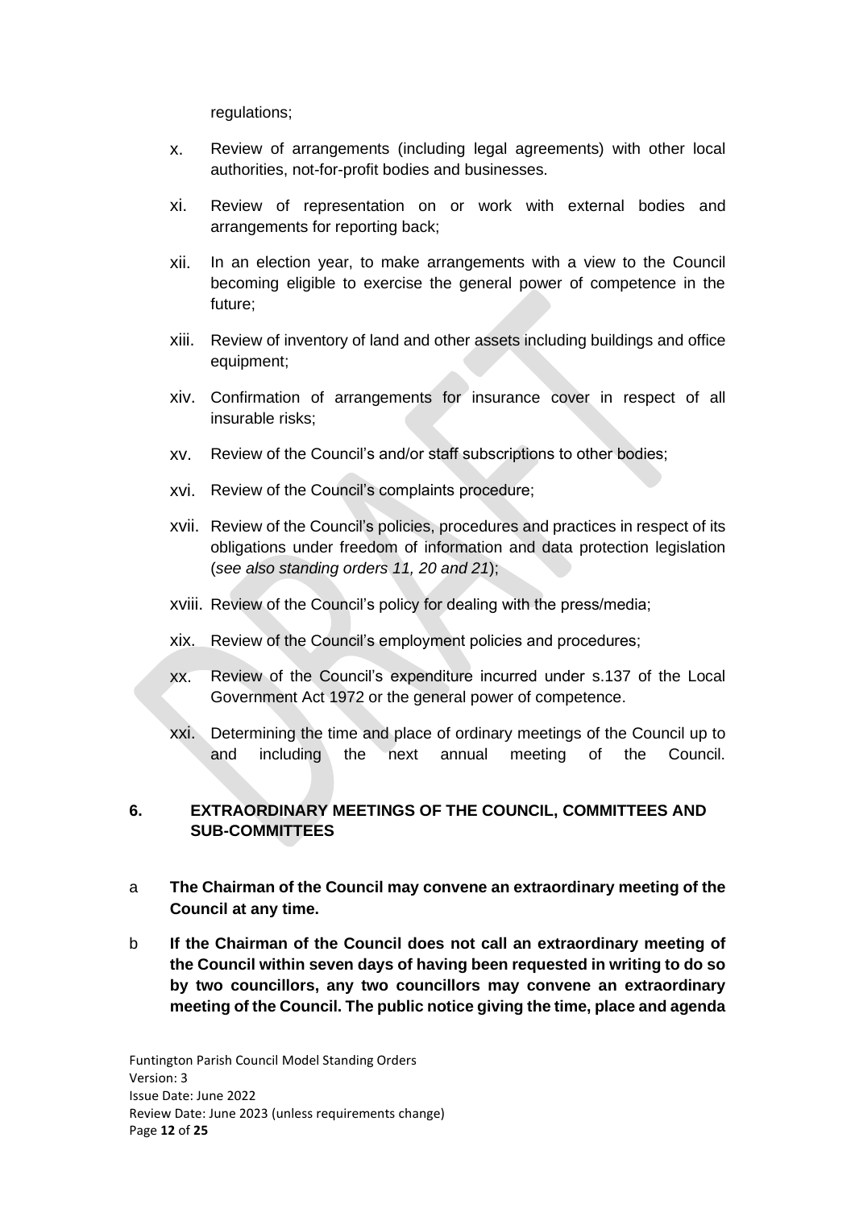regulations;

x. Review of arrangements (including legal agreements) with other local authorities, not-for-profit bodies and businesses.

xi. Review of representation on or work with external bodies and arrangements for reporting back;

xii. In an election year, to make arrangements with a view to the Council becoming eligible to exercise the general power of competence in the future;

xiii. Review of inventory of land and other assets including buildings and office equipment;

xiv. Confirmation of arrangements for insurance cover in respect of all insurable risks;

xv. Review of the Council's and/or staff subscriptions to other bodies;

xvi. Review of the Council's complaints procedure;

xvii. Review of the Council's policies, procedures and practices in respect of its obligations under freedom of information and data protection legislation (*see also standing orders 11, 20 and 21*);

xviii. Review of the Council's policy for dealing with the press/media;

xix. Review of the Council's employment policies and procedures;

xx. Review of the Council's expenditure incurred under s.137 of the Local Government Act 1972 or the general power of competence.

xxi. Determining the time and place of ordinary meetings of the Council up to and including the next annual meeting of the Council.

## 6. EXTRAORDINARY MEETINGS OF THE COUNCIL, COMMITTEES AND SUB-COMMITTEES

a **The Chairman of the Council may convene an extraordinary meeting of the Council at any time.**

b **If the Chairman of the Council does not call an extraordinary meeting of the Council within seven days of having been requested in writing to do so by two councillors, any two councillors may convene an extraordinary meeting of the Council. The public notice giving the time, place and agenda**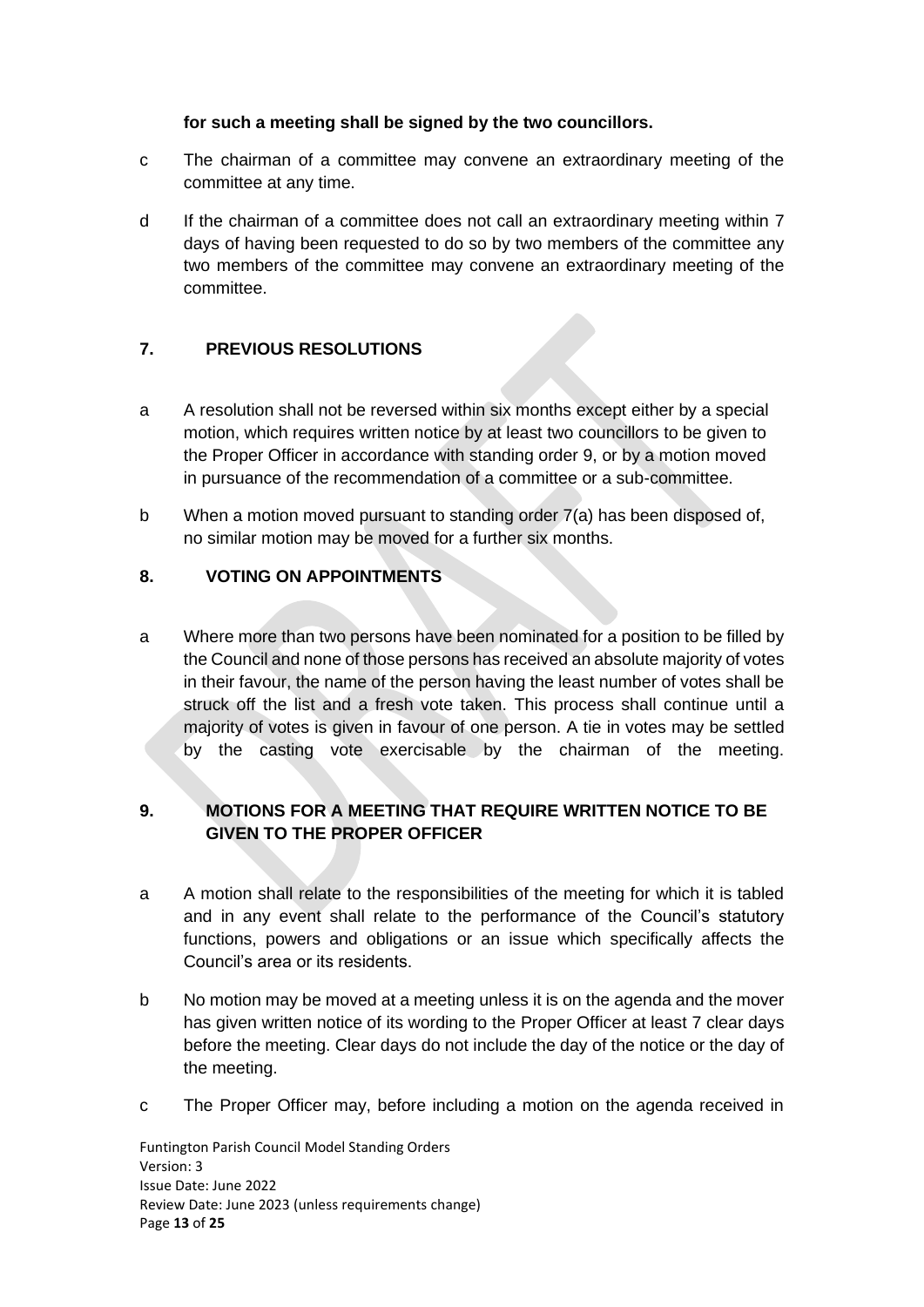**for such a meeting shall be signed by the two councillors.**

c The chairman of a committee may convene an extraordinary meeting of the committee at any time.

d If the chairman of a committee does not call an extraordinary meeting within 7 days of having been requested to do so by two members of the committee any two members of the committee may convene an extraordinary meeting of the committee.

## 7. PREVIOUS RESOLUTIONS

a A resolution shall not be reversed within six months except either by a special motion, which requires written notice by at least two councillors to be given to the Proper Officer in accordance with standing order 9, or by a motion moved in pursuance of the recommendation of a committee or a sub-committee.

b When a motion moved pursuant to standing order 7(a) has been disposed of, no similar motion may be moved for a further six months.

## 8. VOTING ON APPOINTMENTS

a Where more than two persons have been nominated for a position to be filled by the Council and none of those persons has received an absolute majority of votes in their favour, the name of the person having the least number of votes shall be struck off the list and a fresh vote taken. This process shall continue until a majority of votes is given in favour of one person. A tie in votes may be settled by the casting vote exercisable by the chairman of the meeting.

## 9. MOTIONS FOR A MEETING THAT REQUIRE WRITTEN NOTICE TO BE GIVEN TO THE PROPER OFFICER

a A motion shall relate to the responsibilities of the meeting for which it is tabled and in any event shall relate to the performance of the Council's statutory functions, powers and obligations or an issue which specifically affects the Council's area or its residents.

b No motion may be moved at a meeting unless it is on the agenda and the mover has given written notice of its wording to the Proper Officer at least 7 clear days before the meeting. Clear days do not include the day of the notice or the day of the meeting.

c The Proper Officer may, before including a motion on the agenda received in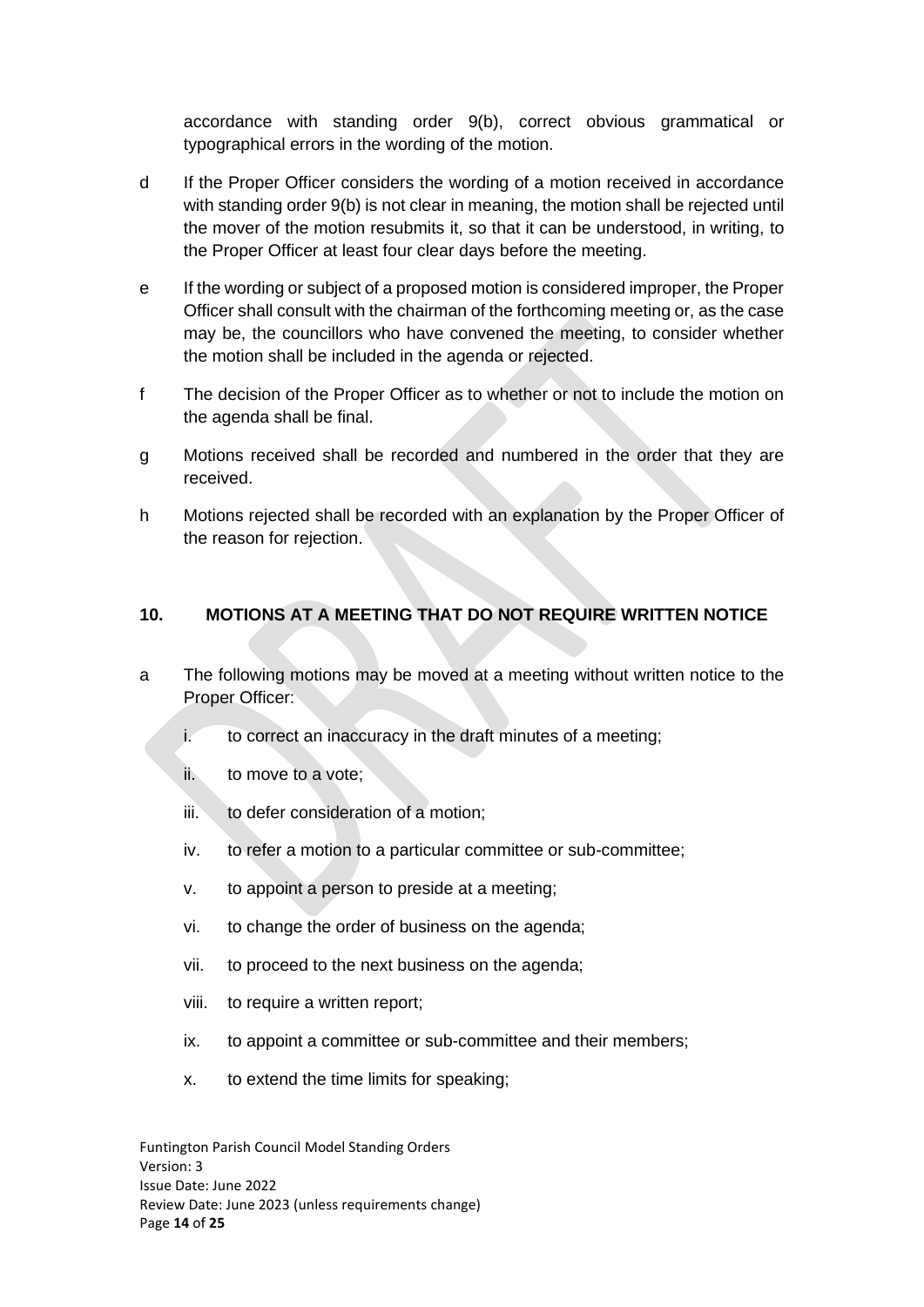accordance with standing order 9(b), correct obvious grammatical or typographical errors in the wording of the motion.

d If the Proper Officer considers the wording of a motion received in accordance with standing order 9(b) is not clear in meaning, the motion shall be rejected until the mover of the motion resubmits it, so that it can be understood, in writing, to the Proper Officer at least four clear days before the meeting.

e If the wording or subject of a proposed motion is considered improper, the Proper Officer shall consult with the chairman of the forthcoming meeting or, as the case may be, the councillors who have convened the meeting, to consider whether the motion shall be included in the agenda or rejected.

f The decision of the Proper Officer as to whether or not to include the motion on the agenda shall be final.

g Motions received shall be recorded and numbered in the order that they are received.

h Motions rejected shall be recorded with an explanation by the Proper Officer of the reason for rejection.

## 10. MOTIONS AT A MEETING THAT DO NOT REQUIRE WRITTEN NOTICE

a The following motions may be moved at a meeting without written notice to the Proper Officer:

   i. to correct an inaccuracy in the draft minutes of a meeting;

   ii. to move to a vote;

   iii. to defer consideration of a motion;

   iv. to refer a motion to a particular committee or sub-committee;

   v. to appoint a person to preside at a meeting;

   vi. to change the order of business on the agenda;

   vii. to proceed to the next business on the agenda;

   viii. to require a written report;

   ix. to appoint a committee or sub-committee and their members;

   x. to extend the time limits for speaking;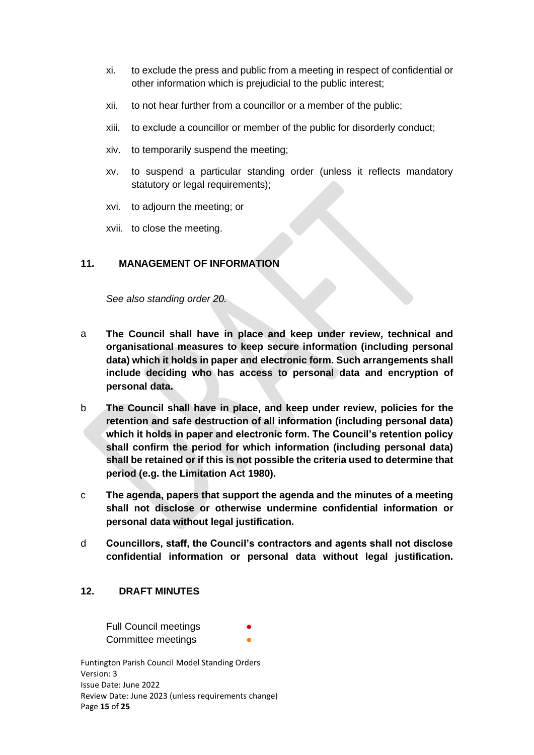xi. to exclude the press and public from a meeting in respect of confidential or other information which is prejudicial to the public interest;

xii. to not hear further from a councillor or a member of the public;

xiii. to exclude a councillor or member of the public for disorderly conduct;

xiv. to temporarily suspend the meeting;

xv. to suspend a particular standing order (unless it reflects mandatory statutory or legal requirements);

xvi. to adjourn the meeting; or

xvii. to close the meeting.

## 11. MANAGEMENT OF INFORMATION

*See also standing order 20.*

a **The Council shall have in place and keep under review, technical and organisational measures to keep secure information (including personal data) which it holds in paper and electronic form. Such arrangements shall include deciding who has access to personal data and encryption of personal data.**

b **The Council shall have in place, and keep under review, policies for the retention and safe destruction of all information (including personal data) which it holds in paper and electronic form. The Council's retention policy shall confirm the period for which information (including personal data) shall be retained or if this is not possible the criteria used to determine that period (e.g. the Limitation Act 1980).**

c **The agenda, papers that support the agenda and the minutes of a meeting shall not disclose or otherwise undermine confidential information or personal data without legal justification.**

d **Councillors, staff, the Council's contractors and agents shall not disclose confidential information or personal data without legal justification.**

## 12. DRAFT MINUTES

Full Council meetings ●
Committee meetings ●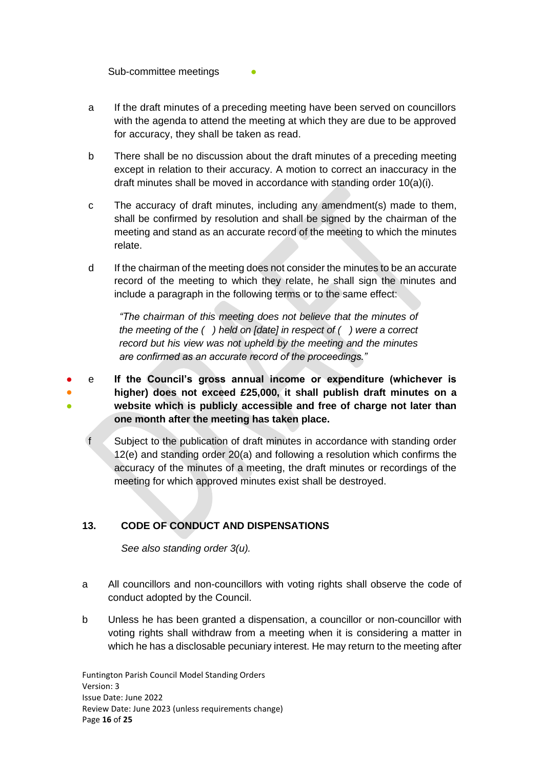Sub-committee meetings ●

a If the draft minutes of a preceding meeting have been served on councillors with the agenda to attend the meeting at which they are due to be approved for accuracy, they shall be taken as read.

b There shall be no discussion about the draft minutes of a preceding meeting except in relation to their accuracy. A motion to correct an inaccuracy in the draft minutes shall be moved in accordance with standing order 10(a)(i).

c The accuracy of draft minutes, including any amendment(s) made to them, shall be confirmed by resolution and shall be signed by the chairman of the meeting and stand as an accurate record of the meeting to which the minutes relate.

d If the chairman of the meeting does not consider the minutes to be an accurate record of the meeting to which they relate, he shall sign the minutes and include a paragraph in the following terms or to the same effect:

> *"The chairman of this meeting does not believe that the minutes of the meeting of the ( ) held on [date] in respect of ( ) were a correct record but his view was not upheld by the meeting and the minutes are confirmed as an accurate record of the proceedings."*

● ● ● e **If the Council's gross annual income or expenditure (whichever is higher) does not exceed £25,000, it shall publish draft minutes on a website which is publicly accessible and free of charge not later than one month after the meeting has taken place.**

f Subject to the publication of draft minutes in accordance with standing order 12(e) and standing order 20(a) and following a resolution which confirms the accuracy of the minutes of a meeting, the draft minutes or recordings of the meeting for which approved minutes exist shall be destroyed.

## 13. CODE OF CONDUCT AND DISPENSATIONS

*See also standing order 3(u).*

a All councillors and non-councillors with voting rights shall observe the code of conduct adopted by the Council.

b Unless he has been granted a dispensation, a councillor or non-councillor with voting rights shall withdraw from a meeting when it is considering a matter in which he has a disclosable pecuniary interest. He may return to the meeting after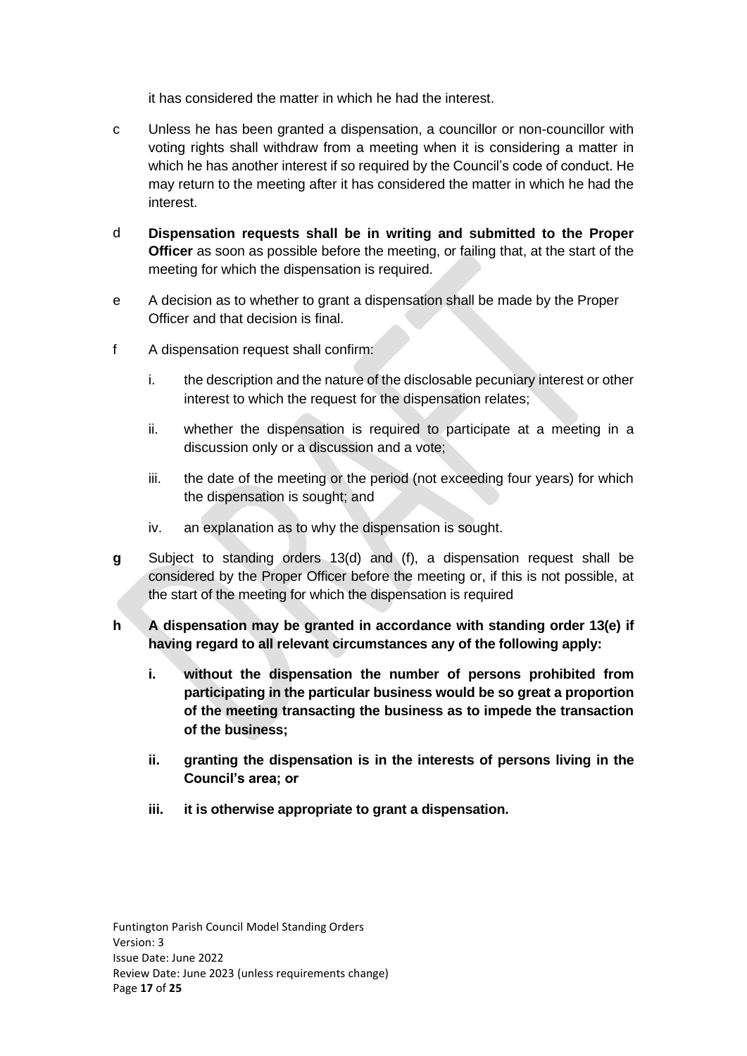it has considered the matter in which he had the interest.

c Unless he has been granted a dispensation, a councillor or non-councillor with voting rights shall withdraw from a meeting when it is considering a matter in which he has another interest if so required by the Council's code of conduct. He may return to the meeting after it has considered the matter in which he had the interest.

d **Dispensation requests shall be in writing and submitted to the Proper Officer** as soon as possible before the meeting, or failing that, at the start of the meeting for which the dispensation is required.

e A decision as to whether to grant a dispensation shall be made by the Proper Officer and that decision is final.

f A dispensation request shall confirm:

i. the description and the nature of the disclosable pecuniary interest or other interest to which the request for the dispensation relates;

ii. whether the dispensation is required to participate at a meeting in a discussion only or a discussion and a vote;

iii. the date of the meeting or the period (not exceeding four years) for which the dispensation is sought; and

iv. an explanation as to why the dispensation is sought.

**g** Subject to standing orders 13(d) and (f), a dispensation request shall be considered by the Proper Officer before the meeting or, if this is not possible, at the start of the meeting for which the dispensation is required

**h A dispensation may be granted in accordance with standing order 13(e) if having regard to all relevant circumstances any of the following apply:**

**i. without the dispensation the number of persons prohibited from participating in the particular business would be so great a proportion of the meeting transacting the business as to impede the transaction of the business;**

**ii. granting the dispensation is in the interests of persons living in the Council's area; or**

**iii. it is otherwise appropriate to grant a dispensation.**

Funtington Parish Council Model Standing Orders
Version: 3
Issue Date: June 2022
Review Date: June 2023 (unless requirements change)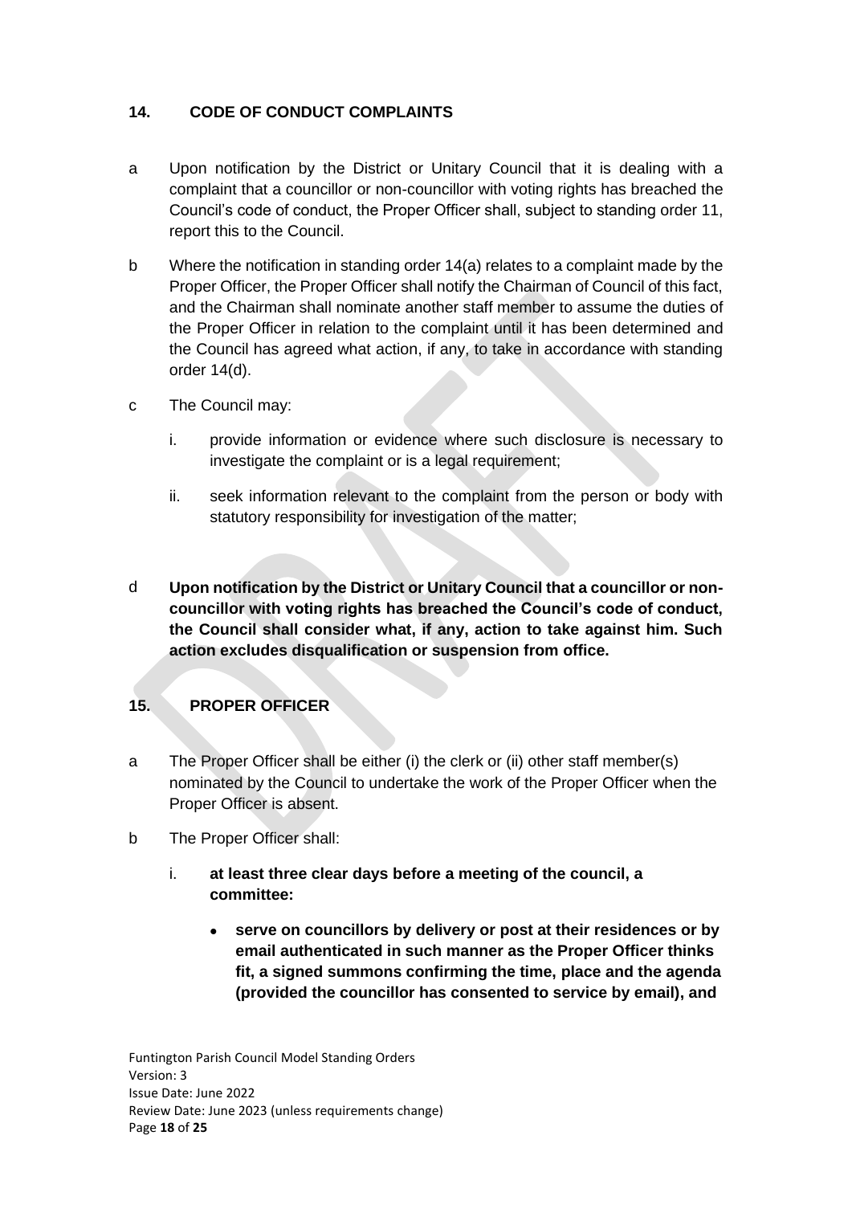## 14. CODE OF CONDUCT COMPLAINTS

a Upon notification by the District or Unitary Council that it is dealing with a complaint that a councillor or non-councillor with voting rights has breached the Council's code of conduct, the Proper Officer shall, subject to standing order 11, report this to the Council.

b Where the notification in standing order 14(a) relates to a complaint made by the Proper Officer, the Proper Officer shall notify the Chairman of Council of this fact, and the Chairman shall nominate another staff member to assume the duties of the Proper Officer in relation to the complaint until it has been determined and the Council has agreed what action, if any, to take in accordance with standing order 14(d).

c The Council may:

i. provide information or evidence where such disclosure is necessary to investigate the complaint or is a legal requirement;

ii. seek information relevant to the complaint from the person or body with statutory responsibility for investigation of the matter;

d **Upon notification by the District or Unitary Council that a councillor or non-councillor with voting rights has breached the Council's code of conduct, the Council shall consider what, if any, action to take against him. Such action excludes disqualification or suspension from office.**

## 15. PROPER OFFICER

a The Proper Officer shall be either (i) the clerk or (ii) other staff member(s) nominated by the Council to undertake the work of the Proper Officer when the Proper Officer is absent.

b The Proper Officer shall:

i. **at least three clear days before a meeting of the council, a committee:**

- **serve on councillors by delivery or post at their residences or by email authenticated in such manner as the Proper Officer thinks fit, a signed summons confirming the time, place and the agenda (provided the councillor has consented to service by email), and**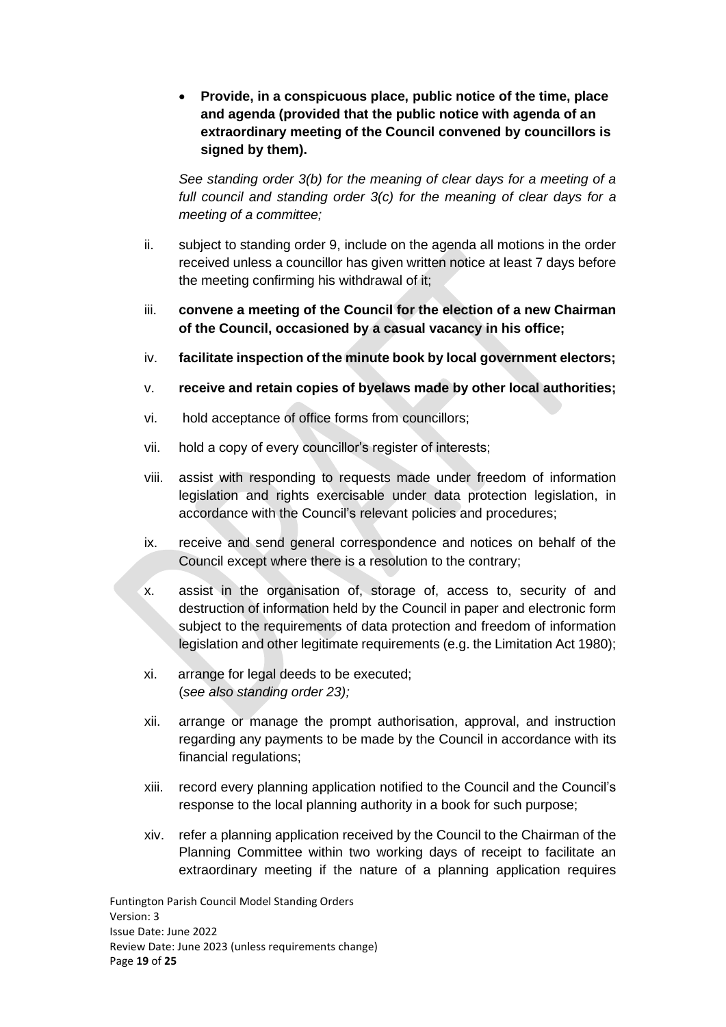- **Provide, in a conspicuous place, public notice of the time, place and agenda (provided that the public notice with agenda of an extraordinary meeting of the Council convened by councillors is signed by them).**

  *See standing order 3(b) for the meaning of clear days for a meeting of a full council and standing order 3(c) for the meaning of clear days for a meeting of a committee;*

ii. subject to standing order 9, include on the agenda all motions in the order received unless a councillor has given written notice at least 7 days before the meeting confirming his withdrawal of it;

iii. **convene a meeting of the Council for the election of a new Chairman of the Council, occasioned by a casual vacancy in his office;**

iv. **facilitate inspection of the minute book by local government electors;**

v. **receive and retain copies of byelaws made by other local authorities;**

vi. hold acceptance of office forms from councillors;

vii. hold a copy of every councillor's register of interests;

viii. assist with responding to requests made under freedom of information legislation and rights exercisable under data protection legislation, in accordance with the Council's relevant policies and procedures;

ix. receive and send general correspondence and notices on behalf of the Council except where there is a resolution to the contrary;

x. assist in the organisation of, storage of, access to, security of and destruction of information held by the Council in paper and electronic form subject to the requirements of data protection and freedom of information legislation and other legitimate requirements (e.g. the Limitation Act 1980);

xi. arrange for legal deeds to be executed;
(*see also standing order 23);*

xii. arrange or manage the prompt authorisation, approval, and instruction regarding any payments to be made by the Council in accordance with its financial regulations;

xiii. record every planning application notified to the Council and the Council's response to the local planning authority in a book for such purpose;

xiv. refer a planning application received by the Council to the Chairman of the Planning Committee within two working days of receipt to facilitate an extraordinary meeting if the nature of a planning application requires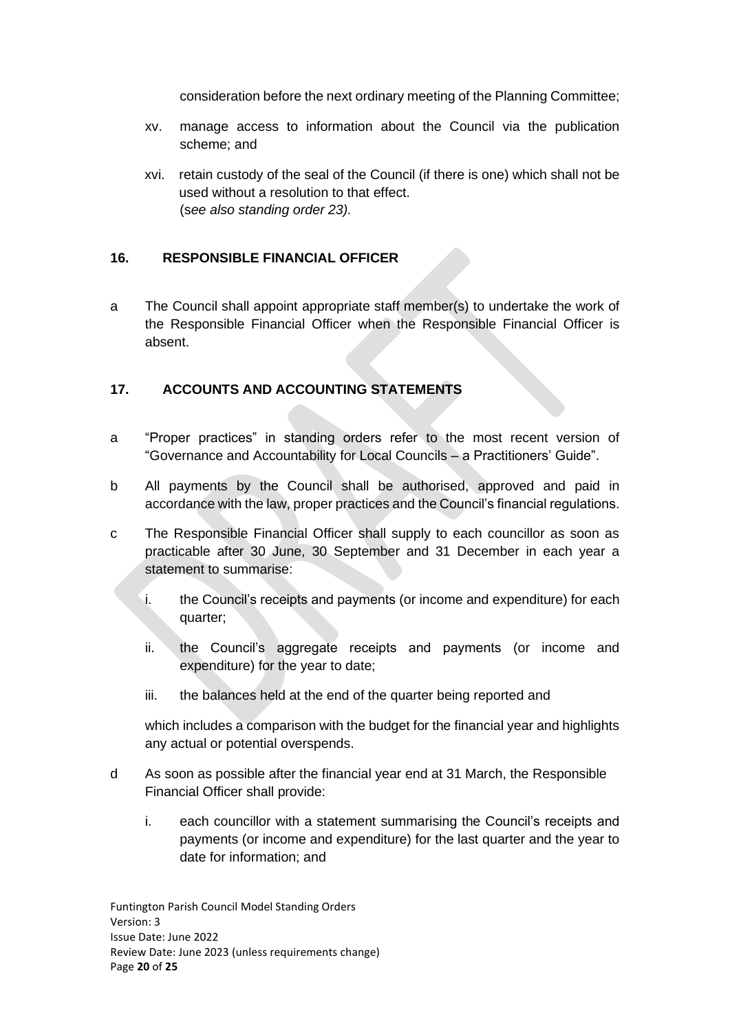consideration before the next ordinary meeting of the Planning Committee;

xv. manage access to information about the Council via the publication scheme; and

xvi. retain custody of the seal of the Council (if there is one) which shall not be used without a resolution to that effect.
(s*ee also standing order 23).*

## 16. RESPONSIBLE FINANCIAL OFFICER

a The Council shall appoint appropriate staff member(s) to undertake the work of the Responsible Financial Officer when the Responsible Financial Officer is absent.

## 17. ACCOUNTS AND ACCOUNTING STATEMENTS

a "Proper practices" in standing orders refer to the most recent version of "Governance and Accountability for Local Councils – a Practitioners' Guide".

b All payments by the Council shall be authorised, approved and paid in accordance with the law, proper practices and the Council's financial regulations.

c The Responsible Financial Officer shall supply to each councillor as soon as practicable after 30 June, 30 September and 31 December in each year a statement to summarise:

i. the Council's receipts and payments (or income and expenditure) for each quarter;

ii. the Council's aggregate receipts and payments (or income and expenditure) for the year to date;

iii. the balances held at the end of the quarter being reported and

which includes a comparison with the budget for the financial year and highlights any actual or potential overspends.

d As soon as possible after the financial year end at 31 March, the Responsible Financial Officer shall provide:

i. each councillor with a statement summarising the Council's receipts and payments (or income and expenditure) for the last quarter and the year to date for information; and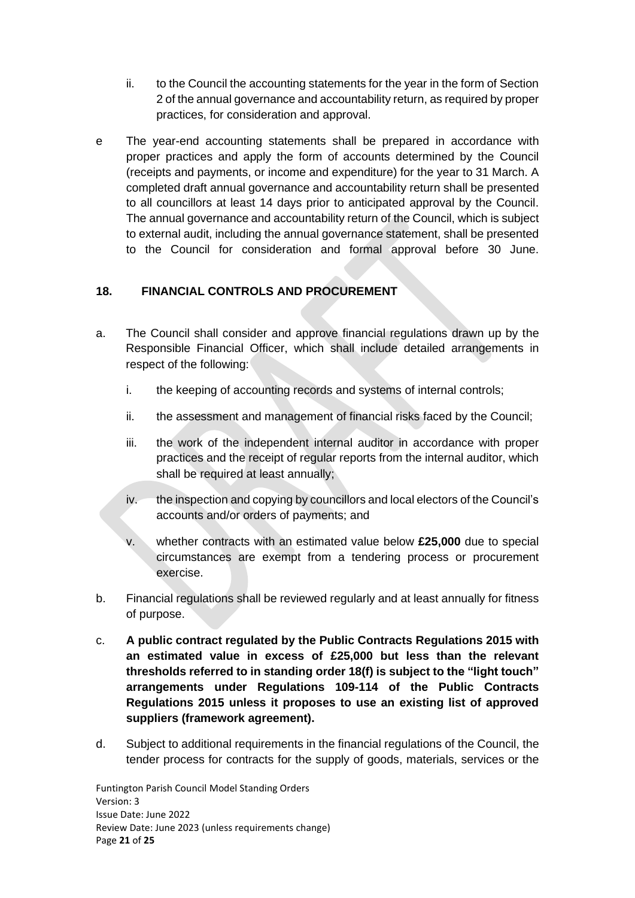ii. to the Council the accounting statements for the year in the form of Section 2 of the annual governance and accountability return, as required by proper practices, for consideration and approval.

e The year-end accounting statements shall be prepared in accordance with proper practices and apply the form of accounts determined by the Council (receipts and payments, or income and expenditure) for the year to 31 March. A completed draft annual governance and accountability return shall be presented to all councillors at least 14 days prior to anticipated approval by the Council. The annual governance and accountability return of the Council, which is subject to external audit, including the annual governance statement, shall be presented to the Council for consideration and formal approval before 30 June.

## 18. FINANCIAL CONTROLS AND PROCUREMENT

a. The Council shall consider and approve financial regulations drawn up by the Responsible Financial Officer, which shall include detailed arrangements in respect of the following:

   i. the keeping of accounting records and systems of internal controls;

   ii. the assessment and management of financial risks faced by the Council;

   iii. the work of the independent internal auditor in accordance with proper practices and the receipt of regular reports from the internal auditor, which shall be required at least annually;

   iv. the inspection and copying by councillors and local electors of the Council's accounts and/or orders of payments; and

   v. whether contracts with an estimated value below **£25,000** due to special circumstances are exempt from a tendering process or procurement exercise.

b. Financial regulations shall be reviewed regularly and at least annually for fitness of purpose.

c. **A public contract regulated by the Public Contracts Regulations 2015 with an estimated value in excess of £25,000 but less than the relevant thresholds referred to in standing order 18(f) is subject to the "light touch" arrangements under Regulations 109-114 of the Public Contracts Regulations 2015 unless it proposes to use an existing list of approved suppliers (framework agreement).**

d. Subject to additional requirements in the financial regulations of the Council, the tender process for contracts for the supply of goods, materials, services or the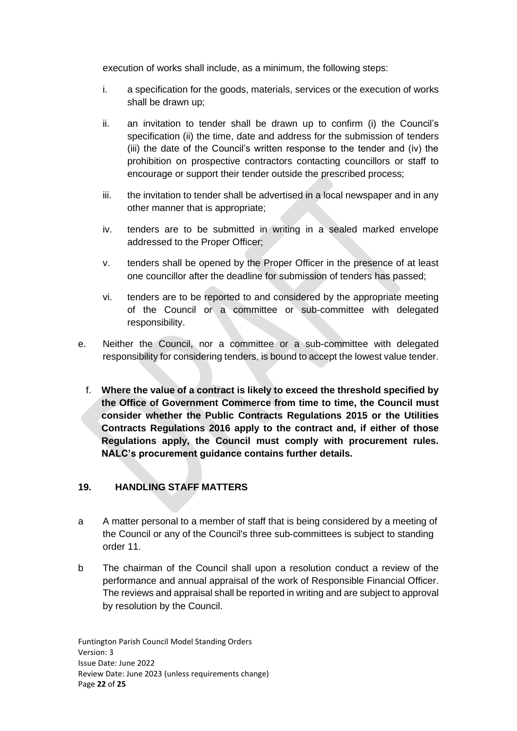execution of works shall include, as a minimum, the following steps:

i. a specification for the goods, materials, services or the execution of works shall be drawn up;

ii. an invitation to tender shall be drawn up to confirm (i) the Council's specification (ii) the time, date and address for the submission of tenders (iii) the date of the Council's written response to the tender and (iv) the prohibition on prospective contractors contacting councillors or staff to encourage or support their tender outside the prescribed process;

iii. the invitation to tender shall be advertised in a local newspaper and in any other manner that is appropriate;

iv. tenders are to be submitted in writing in a sealed marked envelope addressed to the Proper Officer;

v. tenders shall be opened by the Proper Officer in the presence of at least one councillor after the deadline for submission of tenders has passed;

vi. tenders are to be reported to and considered by the appropriate meeting of the Council or a committee or sub-committee with delegated responsibility.

e. Neither the Council, nor a committee or a sub-committee with delegated responsibility for considering tenders, is bound to accept the lowest value tender.

f. **Where the value of a contract is likely to exceed the threshold specified by the Office of Government Commerce from time to time, the Council must consider whether the Public Contracts Regulations 2015 or the Utilities Contracts Regulations 2016 apply to the contract and, if either of those Regulations apply, the Council must comply with procurement rules. NALC's procurement guidance contains further details.**

## 19. HANDLING STAFF MATTERS

a A matter personal to a member of staff that is being considered by a meeting of the Council or any of the Council's three sub-committees is subject to standing order 11.

b The chairman of the Council shall upon a resolution conduct a review of the performance and annual appraisal of the work of Responsible Financial Officer. The reviews and appraisal shall be reported in writing and are subject to approval by resolution by the Council.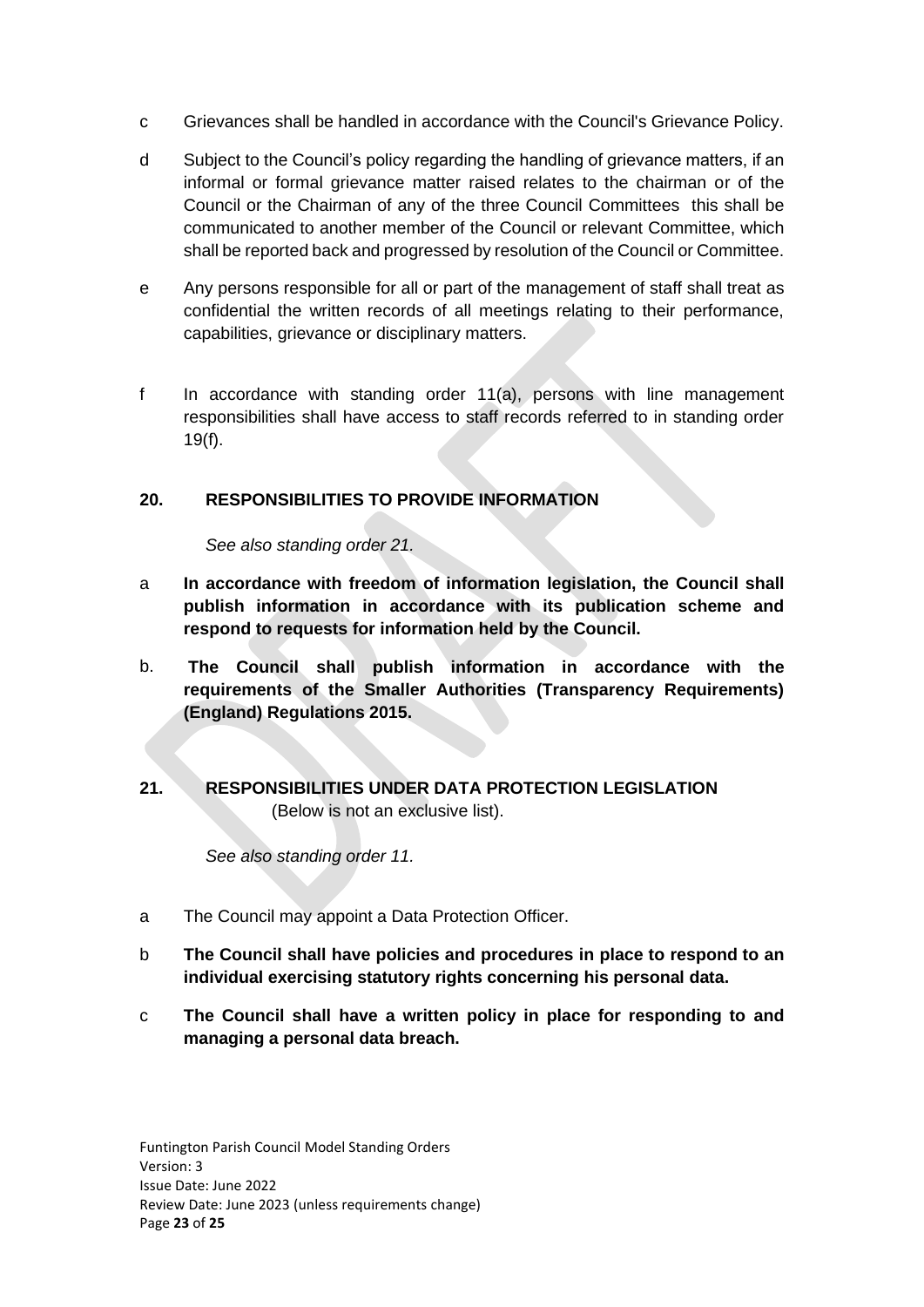c Grievances shall be handled in accordance with the Council's Grievance Policy.

d Subject to the Council's policy regarding the handling of grievance matters, if an informal or formal grievance matter raised relates to the chairman or of the Council or the Chairman of any of the three Council Committees this shall be communicated to another member of the Council or relevant Committee, which shall be reported back and progressed by resolution of the Council or Committee.

e Any persons responsible for all or part of the management of staff shall treat as confidential the written records of all meetings relating to their performance, capabilities, grievance or disciplinary matters.

f In accordance with standing order 11(a), persons with line management responsibilities shall have access to staff records referred to in standing order 19(f).

## 20. RESPONSIBILITIES TO PROVIDE INFORMATION

*See also standing order 21.*

a **In accordance with freedom of information legislation, the Council shall publish information in accordance with its publication scheme and respond to requests for information held by the Council.**

b. **The Council shall publish information in accordance with the requirements of the Smaller Authorities (Transparency Requirements) (England) Regulations 2015.**

## 21. RESPONSIBILITIES UNDER DATA PROTECTION LEGISLATION

(Below is not an exclusive list).

*See also standing order 11.*

a The Council may appoint a Data Protection Officer.

b **The Council shall have policies and procedures in place to respond to an individual exercising statutory rights concerning his personal data.**

c **The Council shall have a written policy in place for responding to and managing a personal data breach.**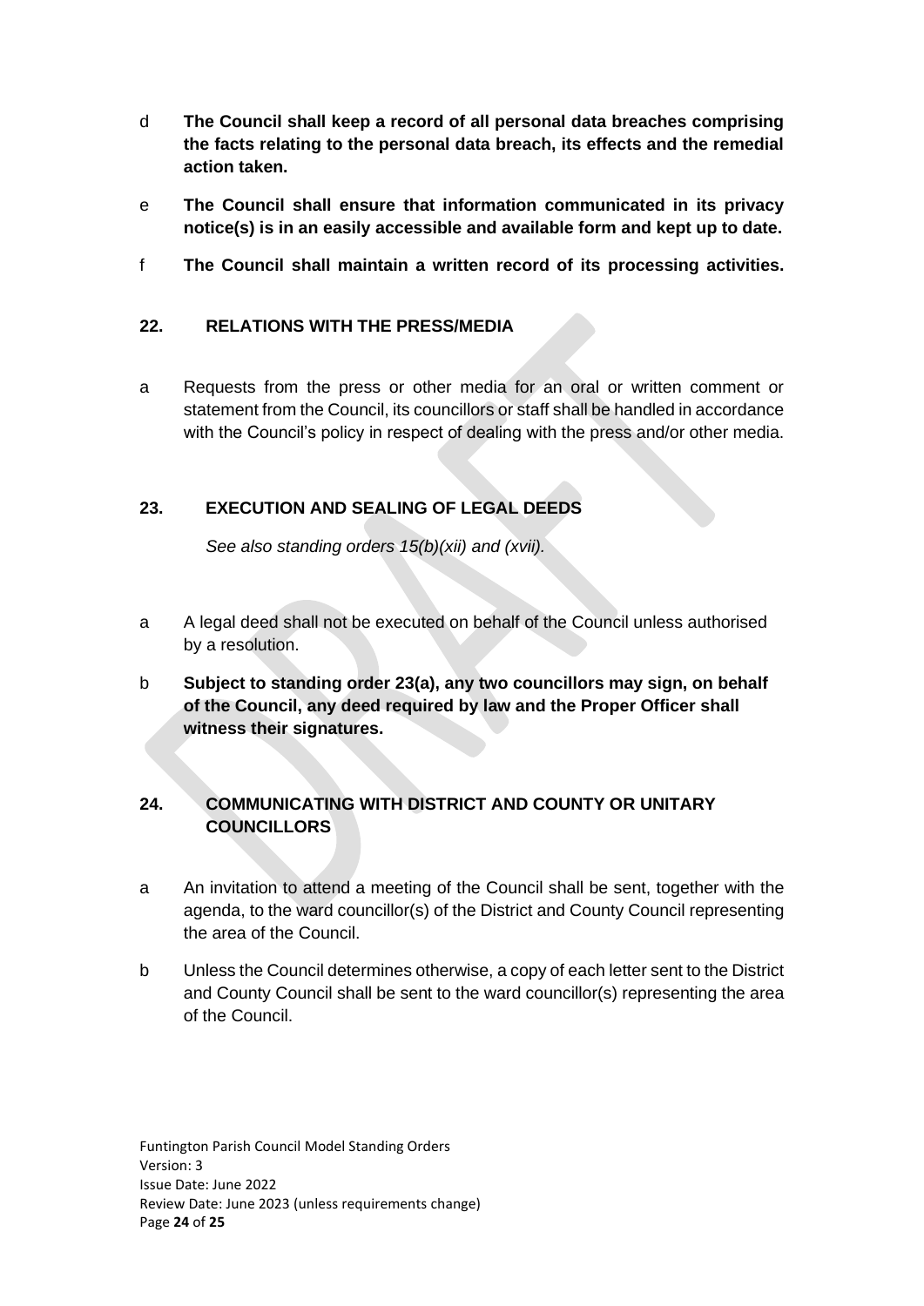d **The Council shall keep a record of all personal data breaches comprising the facts relating to the personal data breach, its effects and the remedial action taken.**

e **The Council shall ensure that information communicated in its privacy notice(s) is in an easily accessible and available form and kept up to date.**

f **The Council shall maintain a written record of its processing activities.**

## 22. RELATIONS WITH THE PRESS/MEDIA

a Requests from the press or other media for an oral or written comment or statement from the Council, its councillors or staff shall be handled in accordance with the Council's policy in respect of dealing with the press and/or other media.

## 23. EXECUTION AND SEALING OF LEGAL DEEDS

*See also standing orders 15(b)(xii) and (xvii).*

a A legal deed shall not be executed on behalf of the Council unless authorised by a resolution.

b **Subject to standing order 23(a), any two councillors may sign, on behalf of the Council, any deed required by law and the Proper Officer shall witness their signatures.**

## 24. COMMUNICATING WITH DISTRICT AND COUNTY OR UNITARY COUNCILLORS

a An invitation to attend a meeting of the Council shall be sent, together with the agenda, to the ward councillor(s) of the District and County Council representing the area of the Council.

b Unless the Council determines otherwise, a copy of each letter sent to the District and County Council shall be sent to the ward councillor(s) representing the area of the Council.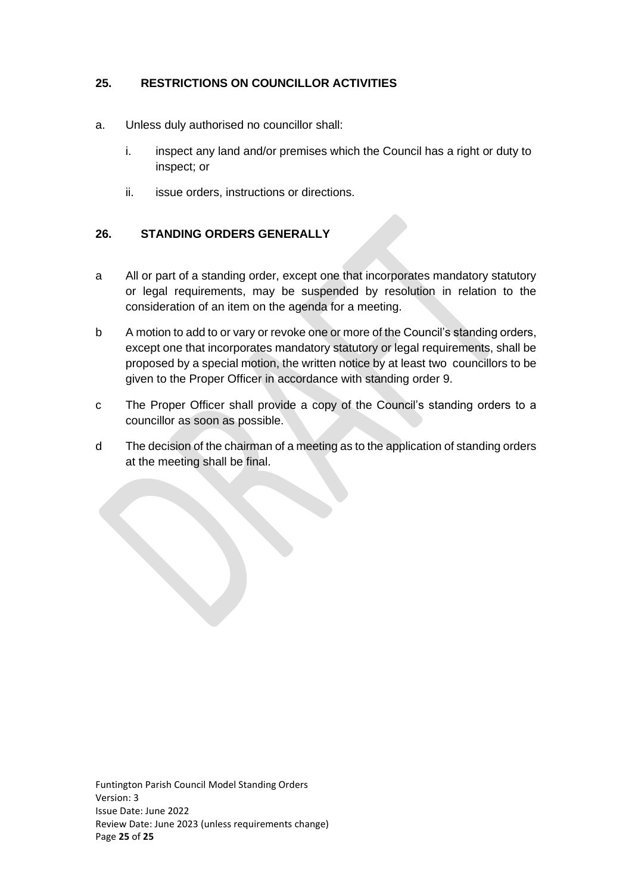## 25. RESTRICTIONS ON COUNCILLOR ACTIVITIES

a. Unless duly authorised no councillor shall:

   i. inspect any land and/or premises which the Council has a right or duty to inspect; or

   ii. issue orders, instructions or directions.

## 26. STANDING ORDERS GENERALLY

a All or part of a standing order, except one that incorporates mandatory statutory or legal requirements, may be suspended by resolution in relation to the consideration of an item on the agenda for a meeting.

b A motion to add to or vary or revoke one or more of the Council's standing orders, except one that incorporates mandatory statutory or legal requirements, shall be proposed by a special motion, the written notice by at least two councillors to be given to the Proper Officer in accordance with standing order 9.

c The Proper Officer shall provide a copy of the Council's standing orders to a councillor as soon as possible.

d The decision of the chairman of a meeting as to the application of standing orders at the meeting shall be final.